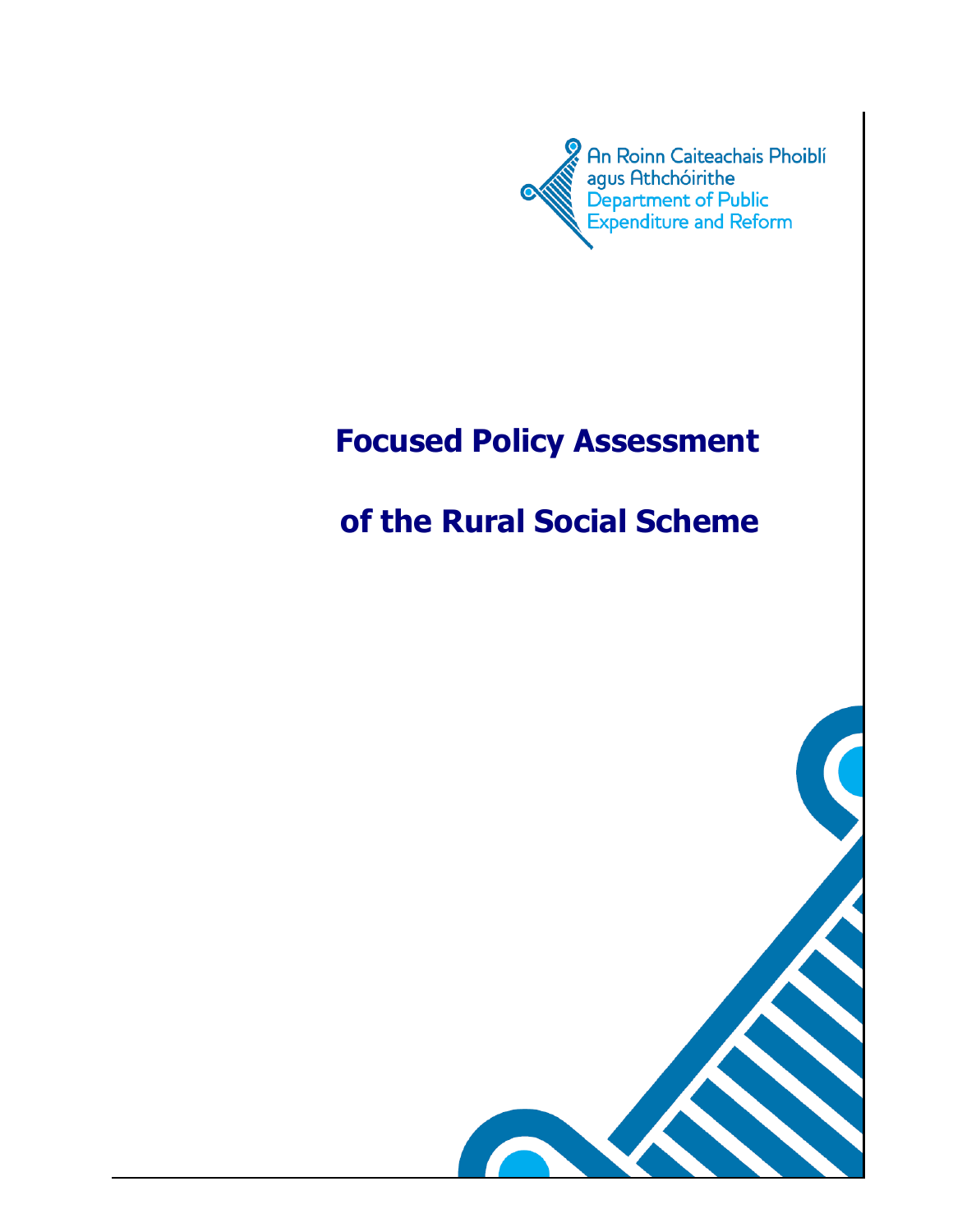An Roinn Caiteachais Phoiblí agus Athchóirithe
Department of Public Expenditure and Reform

# Focused Policy Assessment

# of the Rural Social Scheme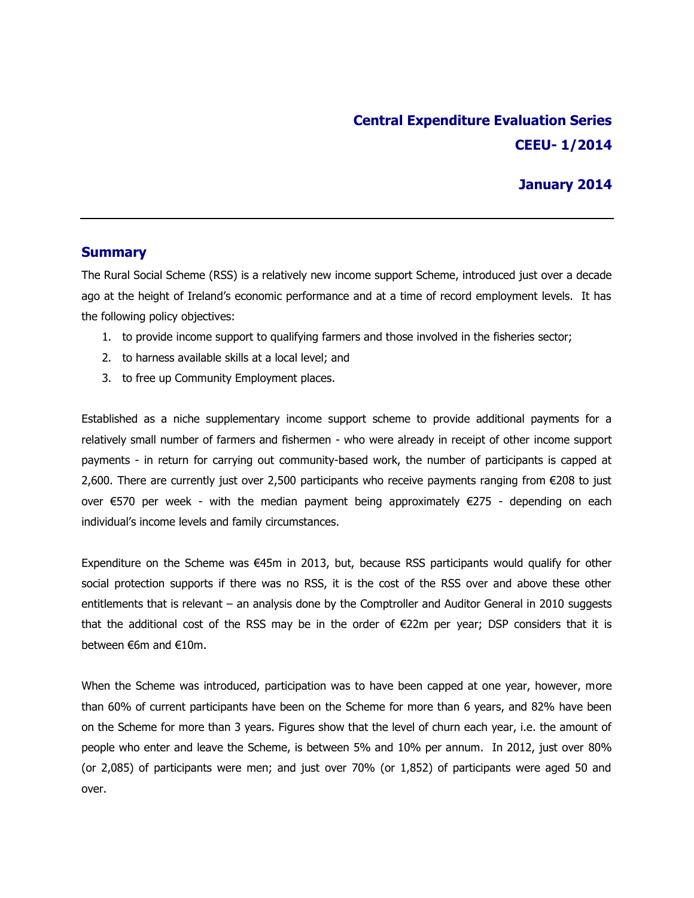**Central Expenditure Evaluation Series**

**CEEU- 1/2014**

**January 2014**

---

## Summary

The Rural Social Scheme (RSS) is a relatively new income support Scheme, introduced just over a decade ago at the height of Ireland's economic performance and at a time of record employment levels. It has the following policy objectives:

1. to provide income support to qualifying farmers and those involved in the fisheries sector;
2. to harness available skills at a local level; and
3. to free up Community Employment places.

Established as a niche supplementary income support scheme to provide additional payments for a relatively small number of farmers and fishermen - who were already in receipt of other income support payments - in return for carrying out community-based work, the number of participants is capped at 2,600. There are currently just over 2,500 participants who receive payments ranging from €208 to just over €570 per week - with the median payment being approximately €275 - depending on each individual's income levels and family circumstances.

Expenditure on the Scheme was €45m in 2013, but, because RSS participants would qualify for other social protection supports if there was no RSS, it is the cost of the RSS over and above these other entitlements that is relevant – an analysis done by the Comptroller and Auditor General in 2010 suggests that the additional cost of the RSS may be in the order of €22m per year; DSP considers that it is between €6m and €10m.

When the Scheme was introduced, participation was to have been capped at one year, however, more than 60% of current participants have been on the Scheme for more than 6 years, and 82% have been on the Scheme for more than 3 years. Figures show that the level of churn each year, i.e. the amount of people who enter and leave the Scheme, is between 5% and 10% per annum. In 2012, just over 80% (or 2,085) of participants were men; and just over 70% (or 1,852) of participants were aged 50 and over.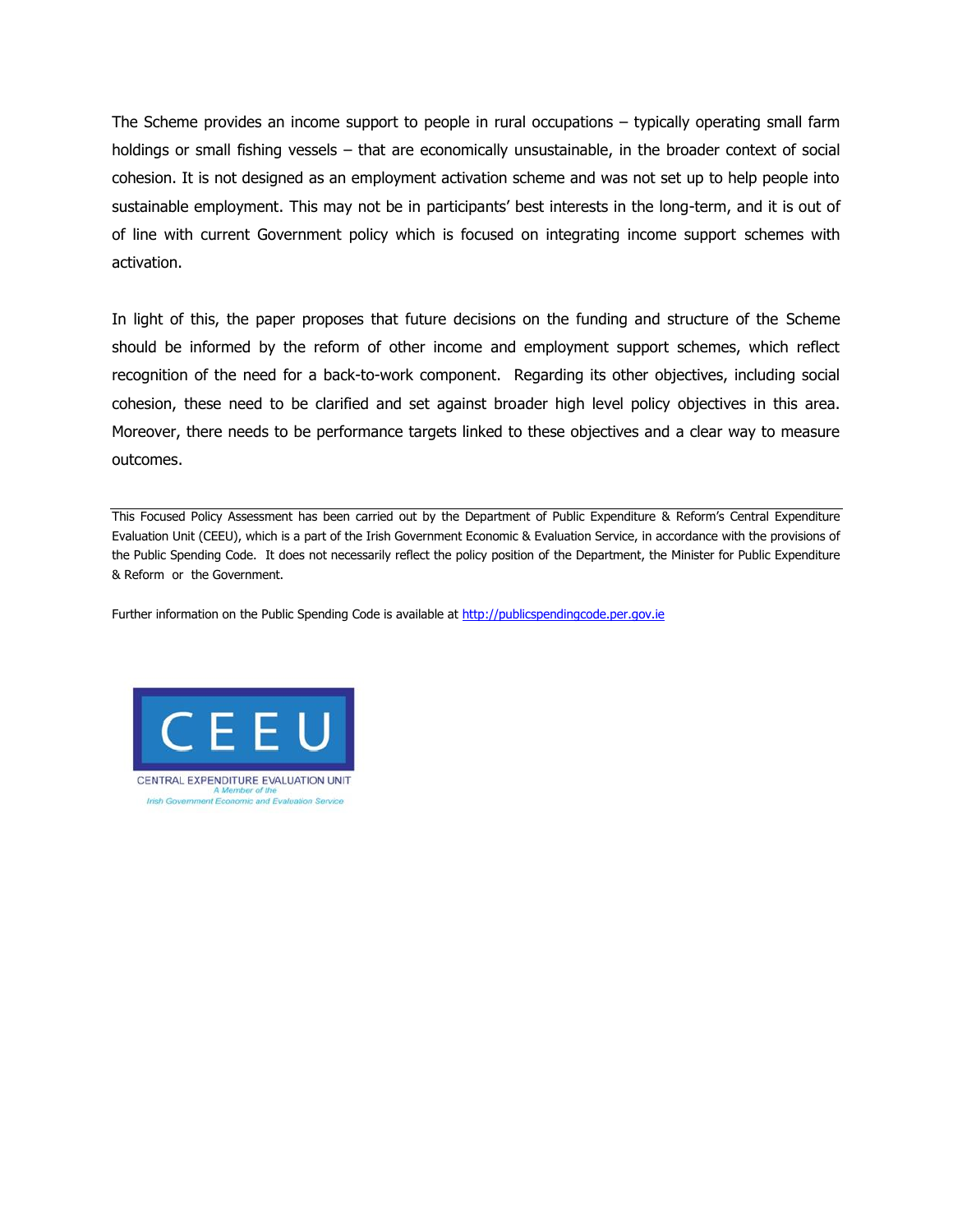The Scheme provides an income support to people in rural occupations – typically operating small farm holdings or small fishing vessels – that are economically unsustainable, in the broader context of social cohesion. It is not designed as an employment activation scheme and was not set up to help people into sustainable employment. This may not be in participants' best interests in the long-term, and it is out of of line with current Government policy which is focused on integrating income support schemes with activation.

In light of this, the paper proposes that future decisions on the funding and structure of the Scheme should be informed by the reform of other income and employment support schemes, which reflect recognition of the need for a back-to-work component. Regarding its other objectives, including social cohesion, these need to be clarified and set against broader high level policy objectives in this area. Moreover, there needs to be performance targets linked to these objectives and a clear way to measure outcomes.

---

This Focused Policy Assessment has been carried out by the Department of Public Expenditure & Reform's Central Expenditure Evaluation Unit (CEEU), which is a part of the Irish Government Economic & Evaluation Service, in accordance with the provisions of the Public Spending Code. It does not necessarily reflect the policy position of the Department, the Minister for Public Expenditure & Reform or the Government.

Further information on the Public Spending Code is available at http://publicspendingcode.per.gov.ie

CEEU

CENTRAL EXPENDITURE EVALUATION UNIT
*A Member of the*
*Irish Government Economic and Evaluation Service*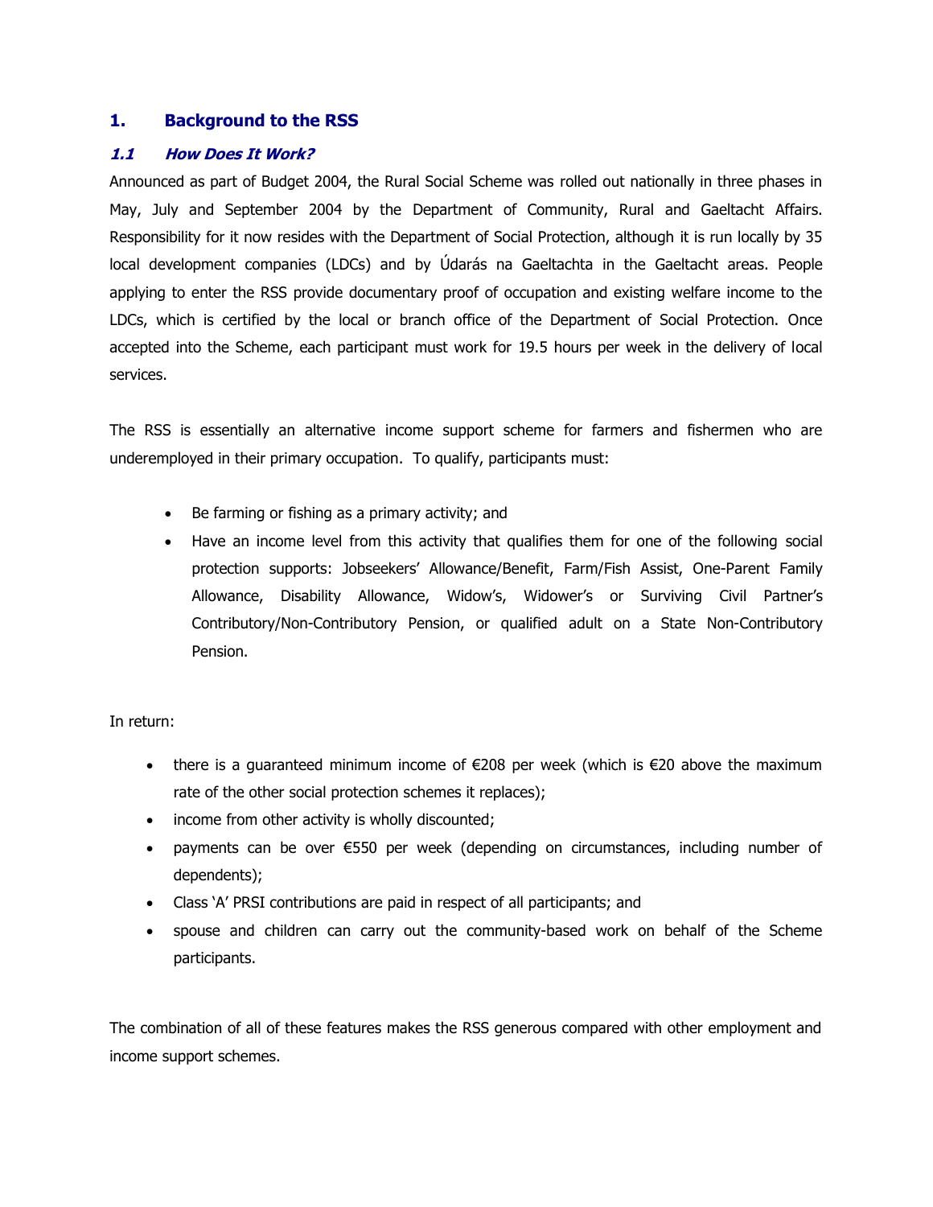# 1. Background to the RSS

## *1.1 How Does It Work?*

Announced as part of Budget 2004, the Rural Social Scheme was rolled out nationally in three phases in May, July and September 2004 by the Department of Community, Rural and Gaeltacht Affairs. Responsibility for it now resides with the Department of Social Protection, although it is run locally by 35 local development companies (LDCs) and by Údarás na Gaeltachta in the Gaeltacht areas. People applying to enter the RSS provide documentary proof of occupation and existing welfare income to the LDCs, which is certified by the local or branch office of the Department of Social Protection. Once accepted into the Scheme, each participant must work for 19.5 hours per week in the delivery of local services.

The RSS is essentially an alternative income support scheme for farmers and fishermen who are underemployed in their primary occupation. To qualify, participants must:

- Be farming or fishing as a primary activity; and
- Have an income level from this activity that qualifies them for one of the following social protection supports: Jobseekers' Allowance/Benefit, Farm/Fish Assist, One-Parent Family Allowance, Disability Allowance, Widow's, Widower's or Surviving Civil Partner's Contributory/Non-Contributory Pension, or qualified adult on a State Non-Contributory Pension.

In return:

- there is a guaranteed minimum income of €208 per week (which is €20 above the maximum rate of the other social protection schemes it replaces);
- income from other activity is wholly discounted;
- payments can be over €550 per week (depending on circumstances, including number of dependents);
- Class 'A' PRSI contributions are paid in respect of all participants; and
- spouse and children can carry out the community-based work on behalf of the Scheme participants.

The combination of all of these features makes the RSS generous compared with other employment and income support schemes.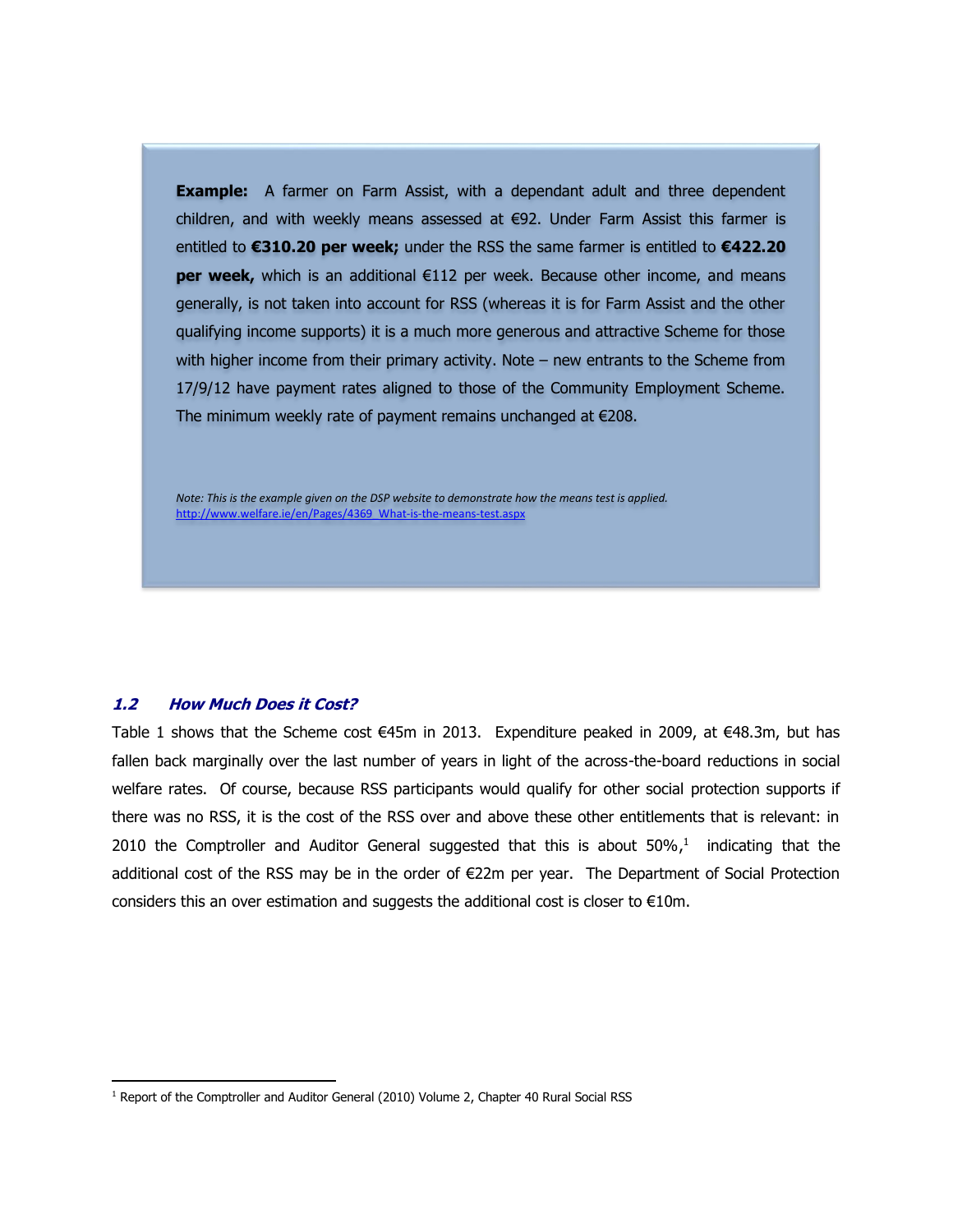**Example:** A farmer on Farm Assist, with a dependant adult and three dependent children, and with weekly means assessed at €92. Under Farm Assist this farmer is entitled to **€310.20 per week;** under the RSS the same farmer is entitled to **€422.20 per week,** which is an additional €112 per week. Because other income, and means generally, is not taken into account for RSS (whereas it is for Farm Assist and the other qualifying income supports) it is a much more generous and attractive Scheme for those with higher income from their primary activity. Note – new entrants to the Scheme from 17/9/12 have payment rates aligned to those of the Community Employment Scheme. The minimum weekly rate of payment remains unchanged at €208.

*Note: This is the example given on the DSP website to demonstrate how the means test is applied.*
[http://www.welfare.ie/en/Pages/4369_What-is-the-means-test.aspx](http://www.welfare.ie/en/Pages/4369_What-is-the-means-test.aspx)

### *1.2 How Much Does it Cost?*

Table 1 shows that the Scheme cost €45m in 2013. Expenditure peaked in 2009, at €48.3m, but has fallen back marginally over the last number of years in light of the across-the-board reductions in social welfare rates. Of course, because RSS participants would qualify for other social protection supports if there was no RSS, it is the cost of the RSS over and above these other entitlements that is relevant: in 2010 the Comptroller and Auditor General suggested that this is about 50%,[1] indicating that the additional cost of the RSS may be in the order of €22m per year. The Department of Social Protection considers this an over estimation and suggests the additional cost is closer to €10m.

[1] Report of the Comptroller and Auditor General (2010) Volume 2, Chapter 40 Rural Social RSS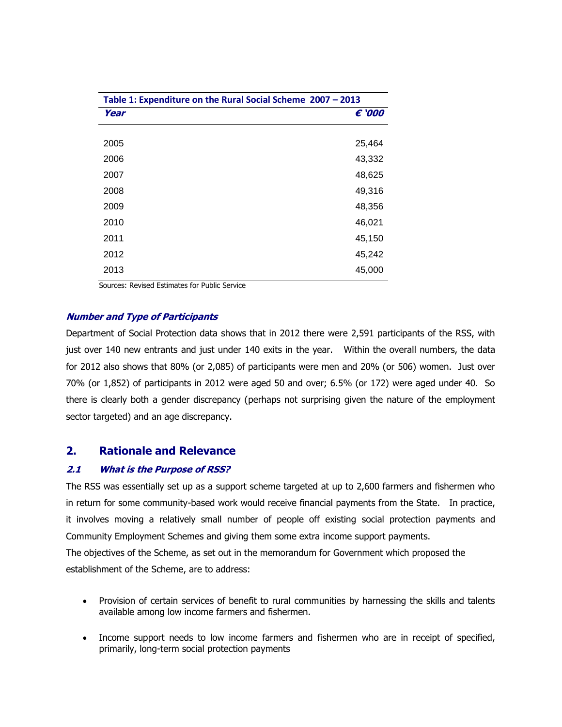**Table 1: Expenditure on the Rural Social Scheme 2007 – 2013**

| *Year* | *€ '000* |
|---|---|
| 2005 | 25,464 |
| 2006 | 43,332 |
| 2007 | 48,625 |
| 2008 | 49,316 |
| 2009 | 48,356 |
| 2010 | 46,021 |
| 2011 | 45,150 |
| 2012 | 45,242 |
| 2013 | 45,000 |

Sources: Revised Estimates for Public Service

***Number and Type of Participants***

Department of Social Protection data shows that in 2012 there were 2,591 participants of the RSS, with just over 140 new entrants and just under 140 exits in the year. Within the overall numbers, the data for 2012 also shows that 80% (or 2,085) of participants were men and 20% (or 506) women. Just over 70% (or 1,852) of participants in 2012 were aged 50 and over; 6.5% (or 172) were aged under 40. So there is clearly both a gender discrepancy (perhaps not surprising given the nature of the employment sector targeted) and an age discrepancy.

## 2. Rationale and Relevance

### *2.1 What is the Purpose of RSS?*

The RSS was essentially set up as a support scheme targeted at up to 2,600 farmers and fishermen who in return for some community-based work would receive financial payments from the State. In practice, it involves moving a relatively small number of people off existing social protection payments and Community Employment Schemes and giving them some extra income support payments.

The objectives of the Scheme, as set out in the memorandum for Government which proposed the establishment of the Scheme, are to address:

- Provision of certain services of benefit to rural communities by harnessing the skills and talents available among low income farmers and fishermen.
- Income support needs to low income farmers and fishermen who are in receipt of specified, primarily, long-term social protection payments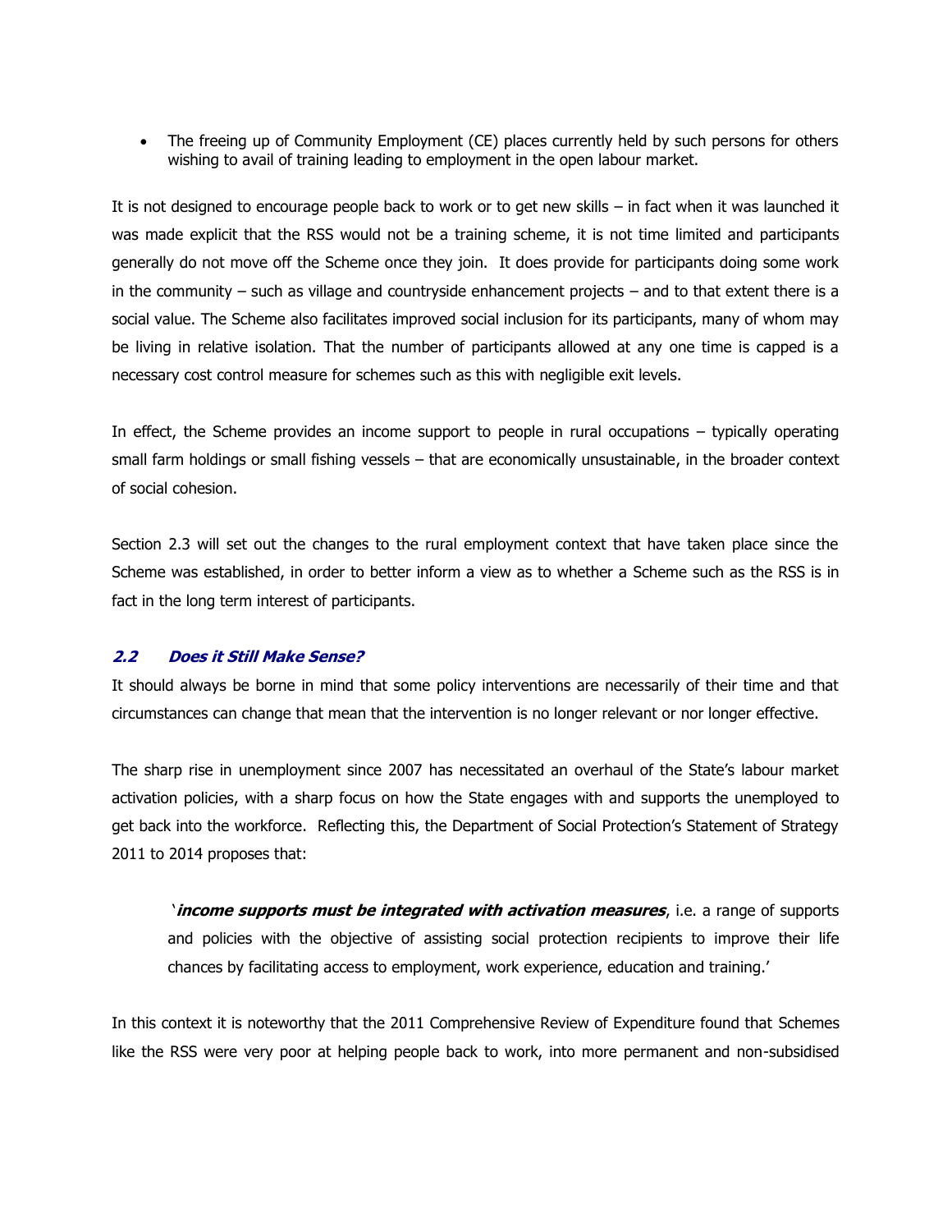- The freeing up of Community Employment (CE) places currently held by such persons for others wishing to avail of training leading to employment in the open labour market.

It is not designed to encourage people back to work or to get new skills – in fact when it was launched it was made explicit that the RSS would not be a training scheme, it is not time limited and participants generally do not move off the Scheme once they join. It does provide for participants doing some work in the community – such as village and countryside enhancement projects – and to that extent there is a social value. The Scheme also facilitates improved social inclusion for its participants, many of whom may be living in relative isolation. That the number of participants allowed at any one time is capped is a necessary cost control measure for schemes such as this with negligible exit levels.

In effect, the Scheme provides an income support to people in rural occupations – typically operating small farm holdings or small fishing vessels – that are economically unsustainable, in the broader context of social cohesion.

Section 2.3 will set out the changes to the rural employment context that have taken place since the Scheme was established, in order to better inform a view as to whether a Scheme such as the RSS is in fact in the long term interest of participants.

### *2.2 Does it Still Make Sense?*

It should always be borne in mind that some policy interventions are necessarily of their time and that circumstances can change that mean that the intervention is no longer relevant or nor longer effective.

The sharp rise in unemployment since 2007 has necessitated an overhaul of the State's labour market activation policies, with a sharp focus on how the State engages with and supports the unemployed to get back into the workforce. Reflecting this, the Department of Social Protection's Statement of Strategy 2011 to 2014 proposes that:

> '***income supports must be integrated with activation measures***, i.e. a range of supports and policies with the objective of assisting social protection recipients to improve their life chances by facilitating access to employment, work experience, education and training.'

In this context it is noteworthy that the 2011 Comprehensive Review of Expenditure found that Schemes like the RSS were very poor at helping people back to work, into more permanent and non-subsidised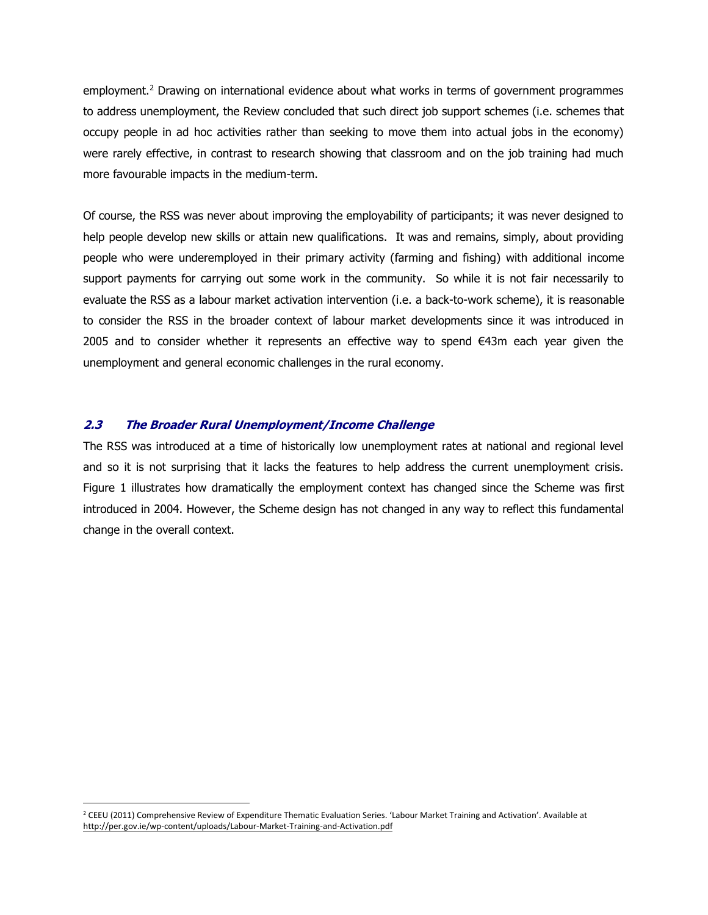employment.[2] Drawing on international evidence about what works in terms of government programmes to address unemployment, the Review concluded that such direct job support schemes (i.e. schemes that occupy people in ad hoc activities rather than seeking to move them into actual jobs in the economy) were rarely effective, in contrast to research showing that classroom and on the job training had much more favourable impacts in the medium-term.

Of course, the RSS was never about improving the employability of participants; it was never designed to help people develop new skills or attain new qualifications. It was and remains, simply, about providing people who were underemployed in their primary activity (farming and fishing) with additional income support payments for carrying out some work in the community. So while it is not fair necessarily to evaluate the RSS as a labour market activation intervention (i.e. a back-to-work scheme), it is reasonable to consider the RSS in the broader context of labour market developments since it was introduced in 2005 and to consider whether it represents an effective way to spend €43m each year given the unemployment and general economic challenges in the rural economy.

### *2.3 The Broader Rural Unemployment/Income Challenge*

The RSS was introduced at a time of historically low unemployment rates at national and regional level and so it is not surprising that it lacks the features to help address the current unemployment crisis. Figure 1 illustrates how dramatically the employment context has changed since the Scheme was first introduced in 2004. However, the Scheme design has not changed in any way to reflect this fundamental change in the overall context.

[2] CEEU (2011) Comprehensive Review of Expenditure Thematic Evaluation Series. 'Labour Market Training and Activation'. Available at http://per.gov.ie/wp-content/uploads/Labour-Market-Training-and-Activation.pdf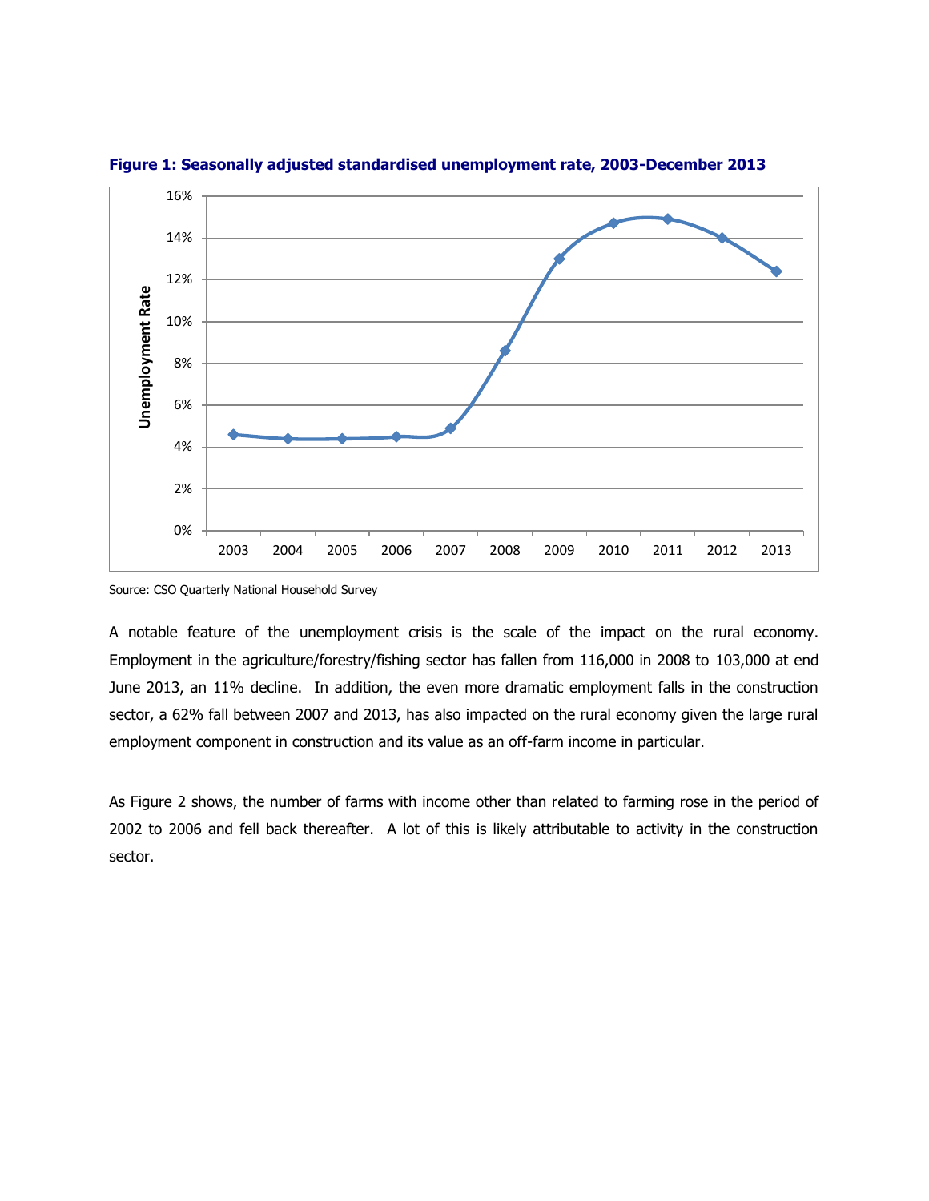**Figure 1: Seasonally adjusted standardised unemployment rate, 2003-December 2013**

Source: CSO Quarterly National Household Survey

A notable feature of the unemployment crisis is the scale of the impact on the rural economy. Employment in the agriculture/forestry/fishing sector has fallen from 116,000 in 2008 to 103,000 at end June 2013, an 11% decline. In addition, the even more dramatic employment falls in the construction sector, a 62% fall between 2007 and 2013, has also impacted on the rural economy given the large rural employment component in construction and its value as an off-farm income in particular.

As Figure 2 shows, the number of farms with income other than related to farming rose in the period of 2002 to 2006 and fell back thereafter. A lot of this is likely attributable to activity in the construction sector.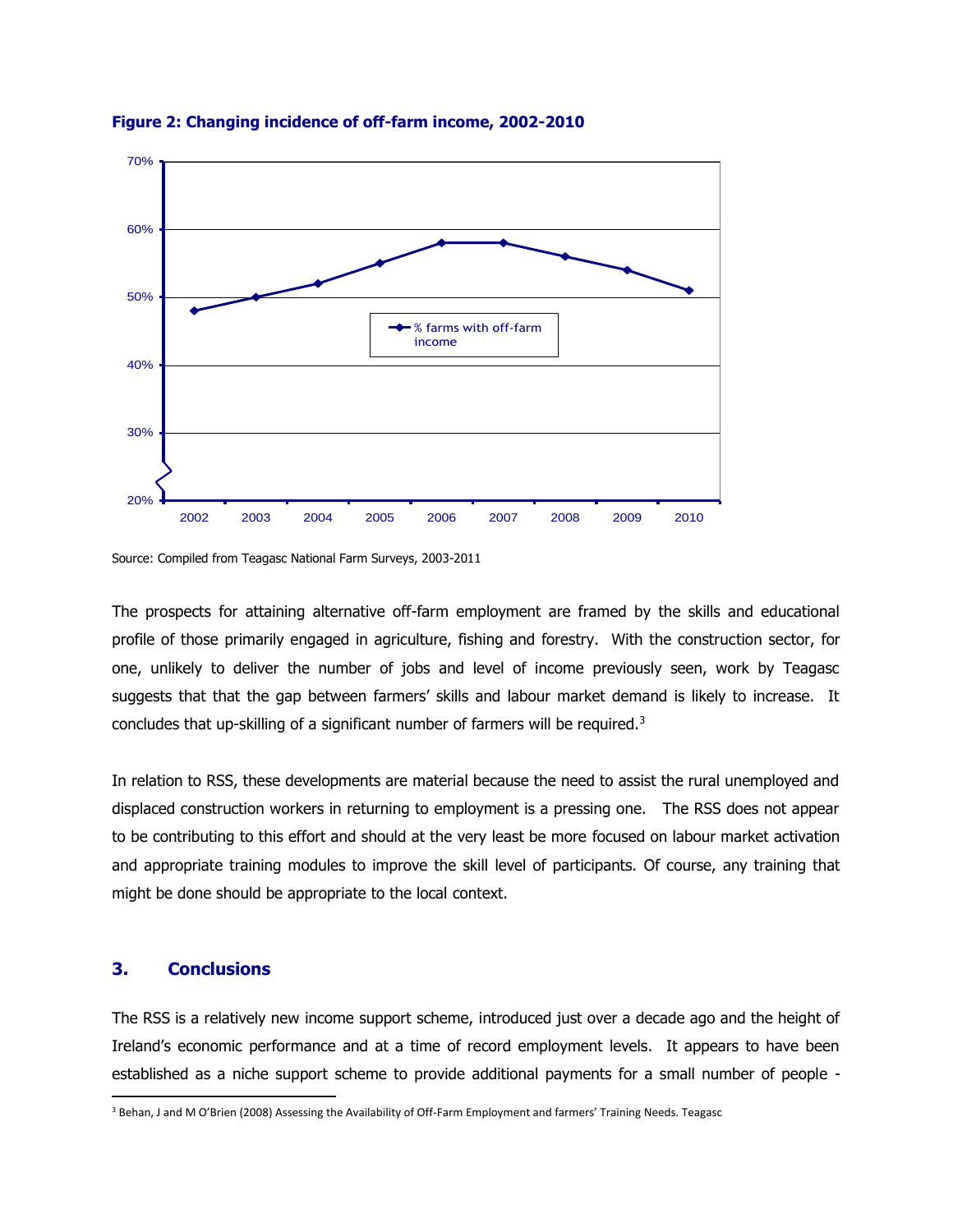**Figure 2: Changing incidence of off-farm income, 2002-2010**

Source: Compiled from Teagasc National Farm Surveys, 2003-2011

The prospects for attaining alternative off-farm employment are framed by the skills and educational profile of those primarily engaged in agriculture, fishing and forestry. With the construction sector, for one, unlikely to deliver the number of jobs and level of income previously seen, work by Teagasc suggests that that the gap between farmers' skills and labour market demand is likely to increase. It concludes that up-skilling of a significant number of farmers will be required.[3]

In relation to RSS, these developments are material because the need to assist the rural unemployed and displaced construction workers in returning to employment is a pressing one. The RSS does not appear to be contributing to this effort and should at the very least be more focused on labour market activation and appropriate training modules to improve the skill level of participants. Of course, any training that might be done should be appropriate to the local context.

## 3. Conclusions

The RSS is a relatively new income support scheme, introduced just over a decade ago and the height of Ireland's economic performance and at a time of record employment levels. It appears to have been established as a niche support scheme to provide additional payments for a small number of people -

[3] Behan, J and M O'Brien (2008) Assessing the Availability of Off-Farm Employment and farmers' Training Needs. Teagasc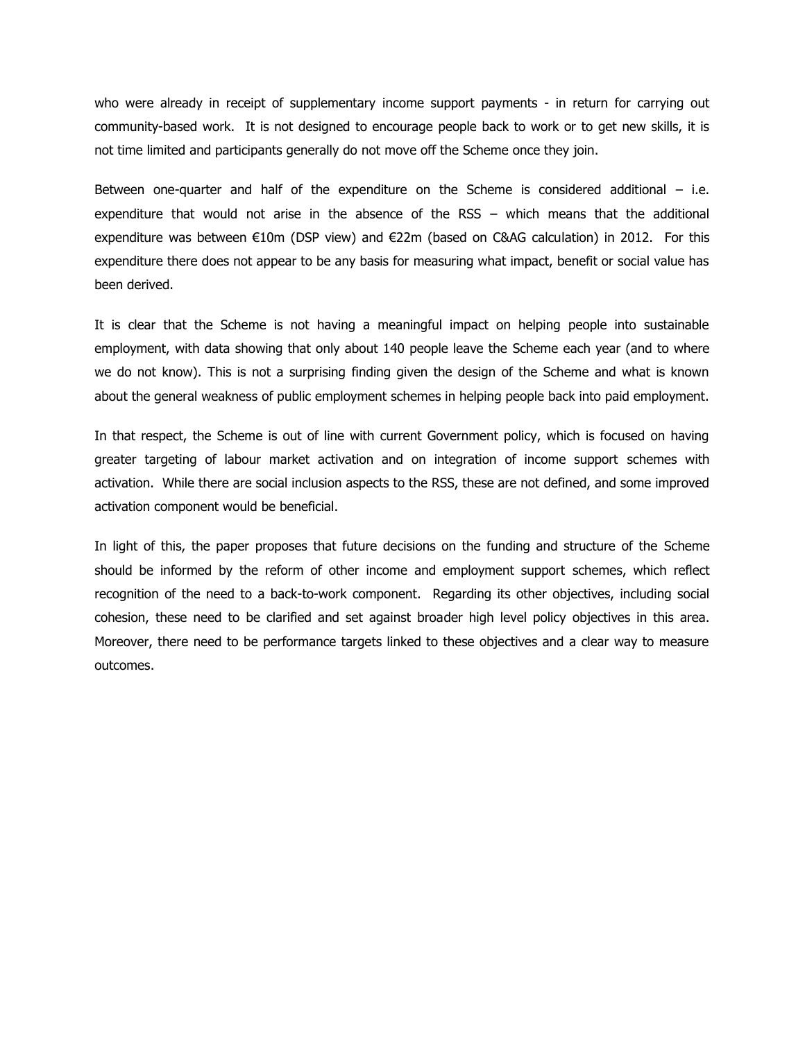who were already in receipt of supplementary income support payments - in return for carrying out community-based work. It is not designed to encourage people back to work or to get new skills, it is not time limited and participants generally do not move off the Scheme once they join.

Between one-quarter and half of the expenditure on the Scheme is considered additional – i.e. expenditure that would not arise in the absence of the RSS – which means that the additional expenditure was between €10m (DSP view) and €22m (based on C&AG calculation) in 2012. For this expenditure there does not appear to be any basis for measuring what impact, benefit or social value has been derived.

It is clear that the Scheme is not having a meaningful impact on helping people into sustainable employment, with data showing that only about 140 people leave the Scheme each year (and to where we do not know). This is not a surprising finding given the design of the Scheme and what is known about the general weakness of public employment schemes in helping people back into paid employment.

In that respect, the Scheme is out of line with current Government policy, which is focused on having greater targeting of labour market activation and on integration of income support schemes with activation. While there are social inclusion aspects to the RSS, these are not defined, and some improved activation component would be beneficial.

In light of this, the paper proposes that future decisions on the funding and structure of the Scheme should be informed by the reform of other income and employment support schemes, which reflect recognition of the need to a back-to-work component. Regarding its other objectives, including social cohesion, these need to be clarified and set against broader high level policy objectives in this area. Moreover, there need to be performance targets linked to these objectives and a clear way to measure outcomes.